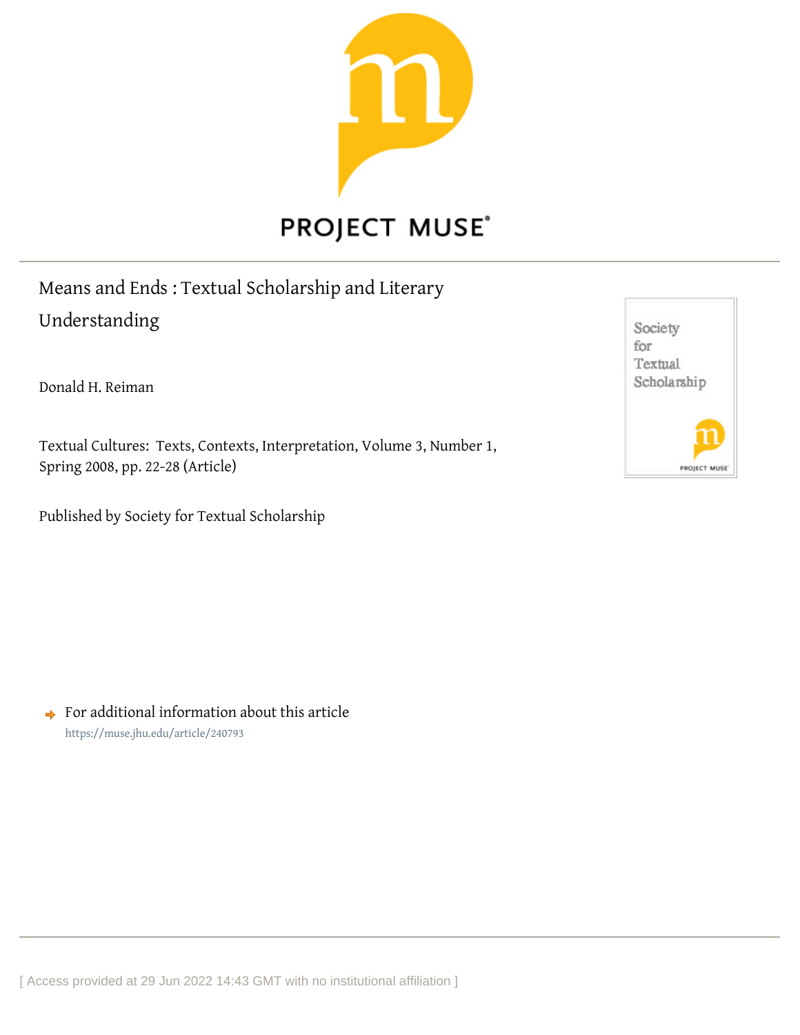# Means and Ends : Textual Scholarship and Literary Understanding

Donald H. Reiman

Textual Cultures: Texts, Contexts, Interpretation, Volume 3, Number 1, Spring 2008, pp. 22-28 (Article)

Published by Society for Textual Scholarship

For additional information about this article
https://muse.jhu.edu/article/240793

[ Access provided at 29 Jun 2022 14:43 GMT with no institutional affiliation ]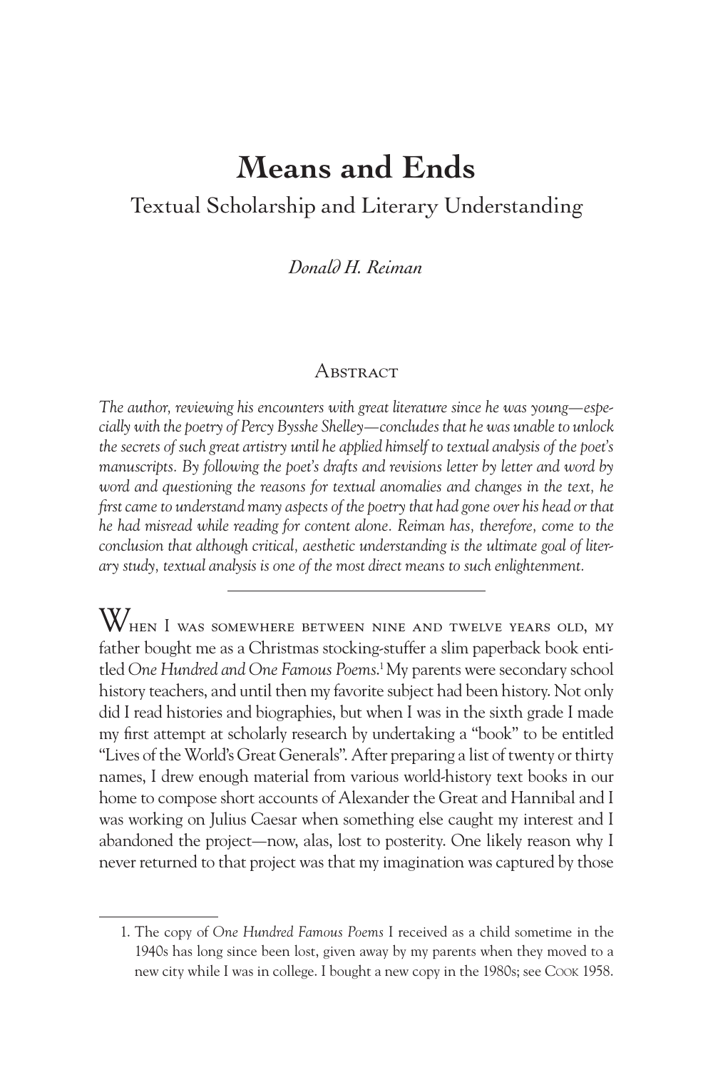# Means and Ends

## Textual Scholarship and Literary Understanding

*Donald H. Reiman*

### Abstract

*The author, reviewing his encounters with great literature since he was young—especially with the poetry of Percy Bysshe Shelley—concludes that he was unable to unlock the secrets of such great artistry until he applied himself to textual analysis of the poet's manuscripts. By following the poet's drafts and revisions letter by letter and word by word and questioning the reasons for textual anomalies and changes in the text, he first came to understand many aspects of the poetry that had gone over his head or that he had misread while reading for content alone. Reiman has, therefore, come to the conclusion that although critical, aesthetic understanding is the ultimate goal of literary study, textual analysis is one of the most direct means to such enlightenment.*

---

When I was somewhere between nine and twelve years old, my father bought me as a Christmas stocking-stuffer a slim paperback book entitled *One Hundred and One Famous Poems*.[1] My parents were secondary school history teachers, and until then my favorite subject had been history. Not only did I read histories and biographies, but when I was in the sixth grade I made my first attempt at scholarly research by undertaking a "book" to be entitled "Lives of the World's Great Generals". After preparing a list of twenty or thirty names, I drew enough material from various world-history text books in our home to compose short accounts of Alexander the Great and Hannibal and I was working on Julius Caesar when something else caught my interest and I abandoned the project—now, alas, lost to posterity. One likely reason why I never returned to that project was that my imagination was captured by those

1. The copy of *One Hundred Famous Poems* I received as a child sometime in the 1940s has long since been lost, given away by my parents when they moved to a new city while I was in college. I bought a new copy in the 1980s; see Cook 1958.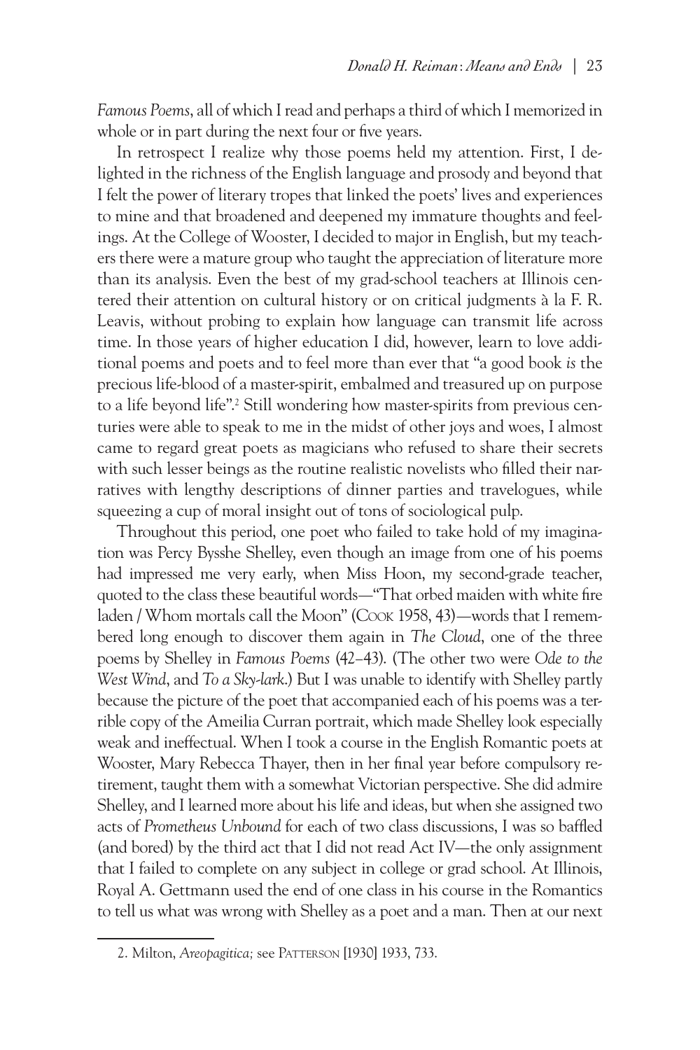*Famous Poems*, all of which I read and perhaps a third of which I memorized in whole or in part during the next four or five years.

In retrospect I realize why those poems held my attention. First, I delighted in the richness of the English language and prosody and beyond that I felt the power of literary tropes that linked the poets' lives and experiences to mine and that broadened and deepened my immature thoughts and feelings. At the College of Wooster, I decided to major in English, but my teachers there were a mature group who taught the appreciation of literature more than its analysis. Even the best of my grad-school teachers at Illinois centered their attention on cultural history or on critical judgments à la F. R. Leavis, without probing to explain how language can transmit life across time. In those years of higher education I did, however, learn to love additional poems and poets and to feel more than ever that "a good book *is* the precious life-blood of a master-spirit, embalmed and treasured up on purpose to a life beyond life".[2] Still wondering how master-spirits from previous centuries were able to speak to me in the midst of other joys and woes, I almost came to regard great poets as magicians who refused to share their secrets with such lesser beings as the routine realistic novelists who filled their narratives with lengthy descriptions of dinner parties and travelogues, while squeezing a cup of moral insight out of tons of sociological pulp.

Throughout this period, one poet who failed to take hold of my imagination was Percy Bysshe Shelley, even though an image from one of his poems had impressed me very early, when Miss Hoon, my second-grade teacher, quoted to the class these beautiful words—"That orbed maiden with white fire laden / Whom mortals call the Moon" (Cook 1958, 43)—words that I remembered long enough to discover them again in *The Cloud*, one of the three poems by Shelley in *Famous Poems* (42–43). (The other two were *Ode to the West Wind*, and *To a Sky-lark*.) But I was unable to identify with Shelley partly because the picture of the poet that accompanied each of his poems was a terrible copy of the Ameilia Curran portrait, which made Shelley look especially weak and ineffectual. When I took a course in the English Romantic poets at Wooster, Mary Rebecca Thayer, then in her final year before compulsory retirement, taught them with a somewhat Victorian perspective. She did admire Shelley, and I learned more about his life and ideas, but when she assigned two acts of *Prometheus Unbound* for each of two class discussions, I was so baffled (and bored) by the third act that I did not read Act IV—the only assignment that I failed to complete on any subject in college or grad school. At Illinois, Royal A. Gettmann used the end of one class in his course in the Romantics to tell us what was wrong with Shelley as a poet and a man. Then at our next

2. Milton, *Areopagitica;* see Patterson [1930] 1933, 733.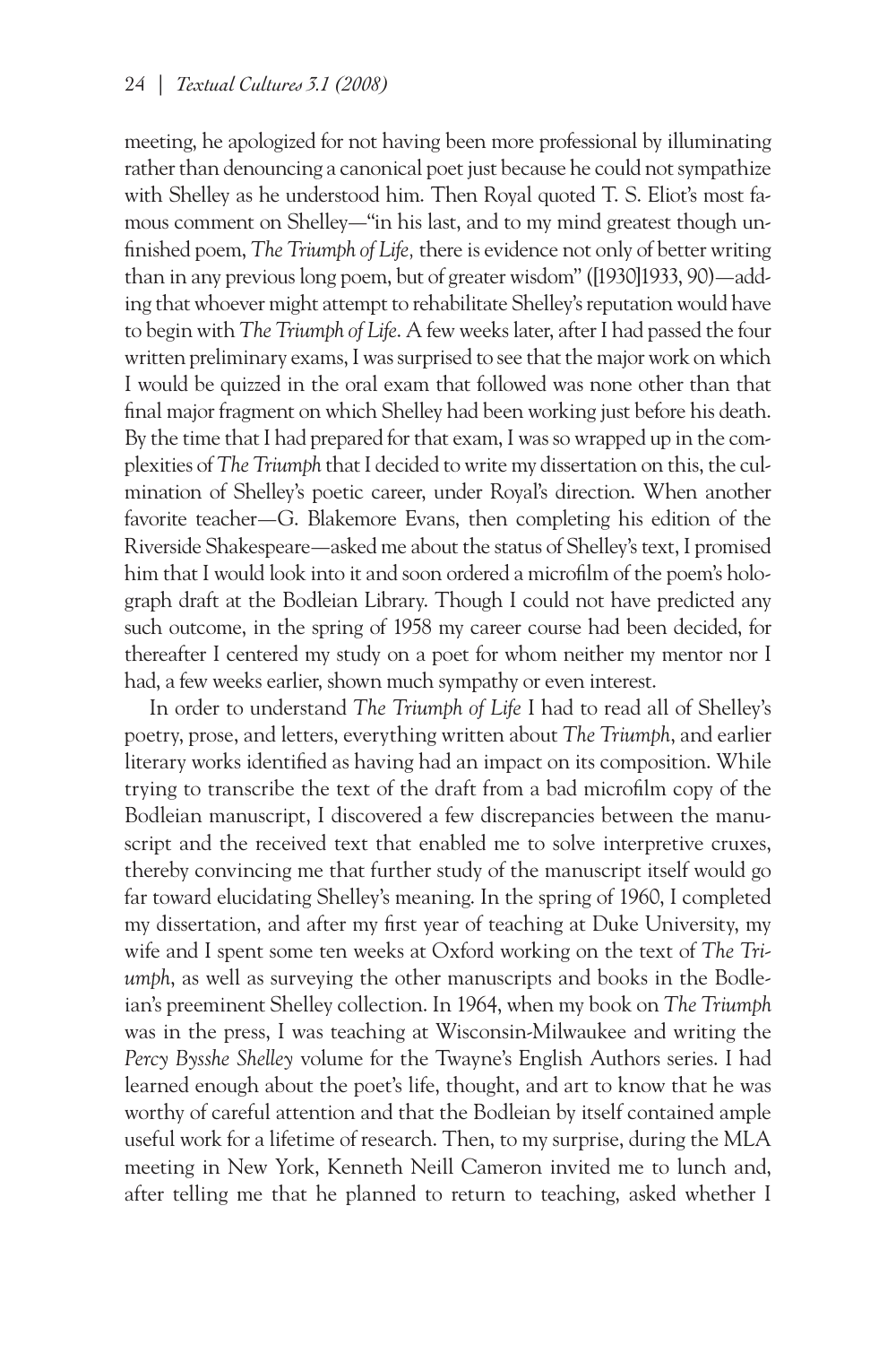meeting, he apologized for not having been more professional by illuminating rather than denouncing a canonical poet just because he could not sympathize with Shelley as he understood him. Then Royal quoted T. S. Eliot's most famous comment on Shelley—"in his last, and to my mind greatest though unfinished poem, *The Triumph of Life,* there is evidence not only of better writing than in any previous long poem, but of greater wisdom" ([1930]1933, 90)—adding that whoever might attempt to rehabilitate Shelley's reputation would have to begin with *The Triumph of Life*. A few weeks later, after I had passed the four written preliminary exams, I was surprised to see that the major work on which I would be quizzed in the oral exam that followed was none other than that final major fragment on which Shelley had been working just before his death. By the time that I had prepared for that exam, I was so wrapped up in the complexities of *The Triumph* that I decided to write my dissertation on this, the culmination of Shelley's poetic career, under Royal's direction. When another favorite teacher—G. Blakemore Evans, then completing his edition of the Riverside Shakespeare—asked me about the status of Shelley's text, I promised him that I would look into it and soon ordered a microfilm of the poem's holograph draft at the Bodleian Library. Though I could not have predicted any such outcome, in the spring of 1958 my career course had been decided, for thereafter I centered my study on a poet for whom neither my mentor nor I had, a few weeks earlier, shown much sympathy or even interest.

In order to understand *The Triumph of Life* I had to read all of Shelley's poetry, prose, and letters, everything written about *The Triumph*, and earlier literary works identified as having had an impact on its composition. While trying to transcribe the text of the draft from a bad microfilm copy of the Bodleian manuscript, I discovered a few discrepancies between the manuscript and the received text that enabled me to solve interpretive cruxes, thereby convincing me that further study of the manuscript itself would go far toward elucidating Shelley's meaning. In the spring of 1960, I completed my dissertation, and after my first year of teaching at Duke University, my wife and I spent some ten weeks at Oxford working on the text of *The Triumph*, as well as surveying the other manuscripts and books in the Bodleian's preeminent Shelley collection. In 1964, when my book on *The Triumph* was in the press, I was teaching at Wisconsin-Milwaukee and writing the *Percy Bysshe Shelley* volume for the Twayne's English Authors series. I had learned enough about the poet's life, thought, and art to know that he was worthy of careful attention and that the Bodleian by itself contained ample useful work for a lifetime of research. Then, to my surprise, during the MLA meeting in New York, Kenneth Neill Cameron invited me to lunch and, after telling me that he planned to return to teaching, asked whether I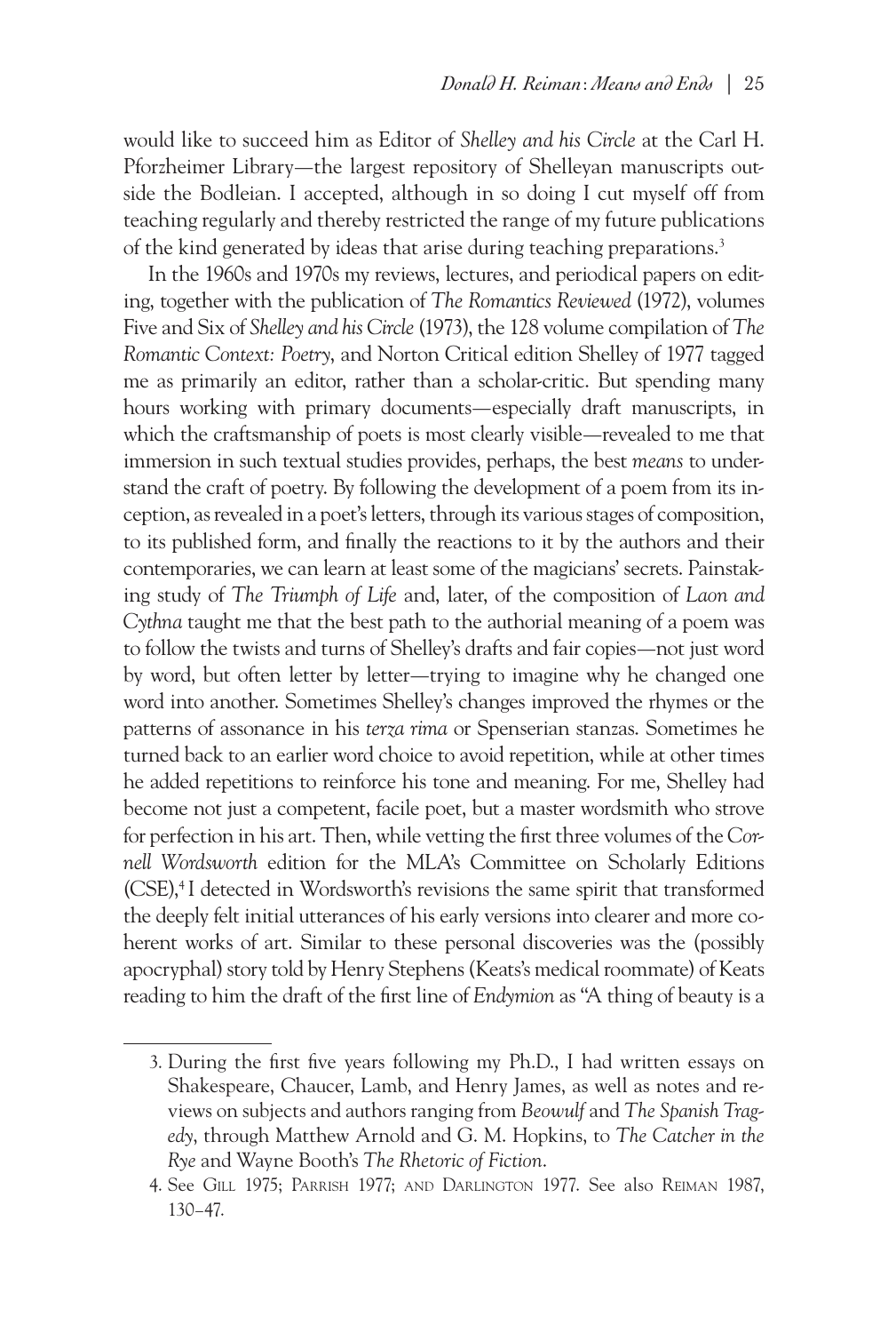would like to succeed him as Editor of *Shelley and his Circle* at the Carl H. Pforzheimer Library—the largest repository of Shelleyan manuscripts outside the Bodleian. I accepted, although in so doing I cut myself off from teaching regularly and thereby restricted the range of my future publications of the kind generated by ideas that arise during teaching preparations.[3]

In the 1960s and 1970s my reviews, lectures, and periodical papers on editing, together with the publication of *The Romantics Reviewed* (1972), volumes Five and Six of *Shelley and his Circle* (1973), the 128 volume compilation of *The Romantic Context: Poetry*, and Norton Critical edition Shelley of 1977 tagged me as primarily an editor, rather than a scholar-critic. But spending many hours working with primary documents—especially draft manuscripts, in which the craftsmanship of poets is most clearly visible—revealed to me that immersion in such textual studies provides, perhaps, the best *means* to understand the craft of poetry. By following the development of a poem from its inception, as revealed in a poet's letters, through its various stages of composition, to its published form, and finally the reactions to it by the authors and their contemporaries, we can learn at least some of the magicians' secrets. Painstaking study of *The Triumph of Life* and, later, of the composition of *Laon and Cythna* taught me that the best path to the authorial meaning of a poem was to follow the twists and turns of Shelley's drafts and fair copies—not just word by word, but often letter by letter—trying to imagine why he changed one word into another. Sometimes Shelley's changes improved the rhymes or the patterns of assonance in his *terza rima* or Spenserian stanzas. Sometimes he turned back to an earlier word choice to avoid repetition, while at other times he added repetitions to reinforce his tone and meaning. For me, Shelley had become not just a competent, facile poet, but a master wordsmith who strove for perfection in his art. Then, while vetting the first three volumes of the *Cornell Wordsworth* edition for the MLA's Committee on Scholarly Editions (CSE),[4] I detected in Wordsworth's revisions the same spirit that transformed the deeply felt initial utterances of his early versions into clearer and more coherent works of art. Similar to these personal discoveries was the (possibly apocryphal) story told by Henry Stephens (Keats's medical roommate) of Keats reading to him the draft of the first line of *Endymion* as "A thing of beauty is a

---

3. During the first five years following my Ph.D., I had written essays on Shakespeare, Chaucer, Lamb, and Henry James, as well as notes and reviews on subjects and authors ranging from *Beowulf* and *The Spanish Tragedy*, through Matthew Arnold and G. M. Hopkins, to *The Catcher in the Rye* and Wayne Booth's *The Rhetoric of Fiction*.

4. See Gill 1975; Parrish 1977; and Darlington 1977. See also Reiman 1987, 130–47.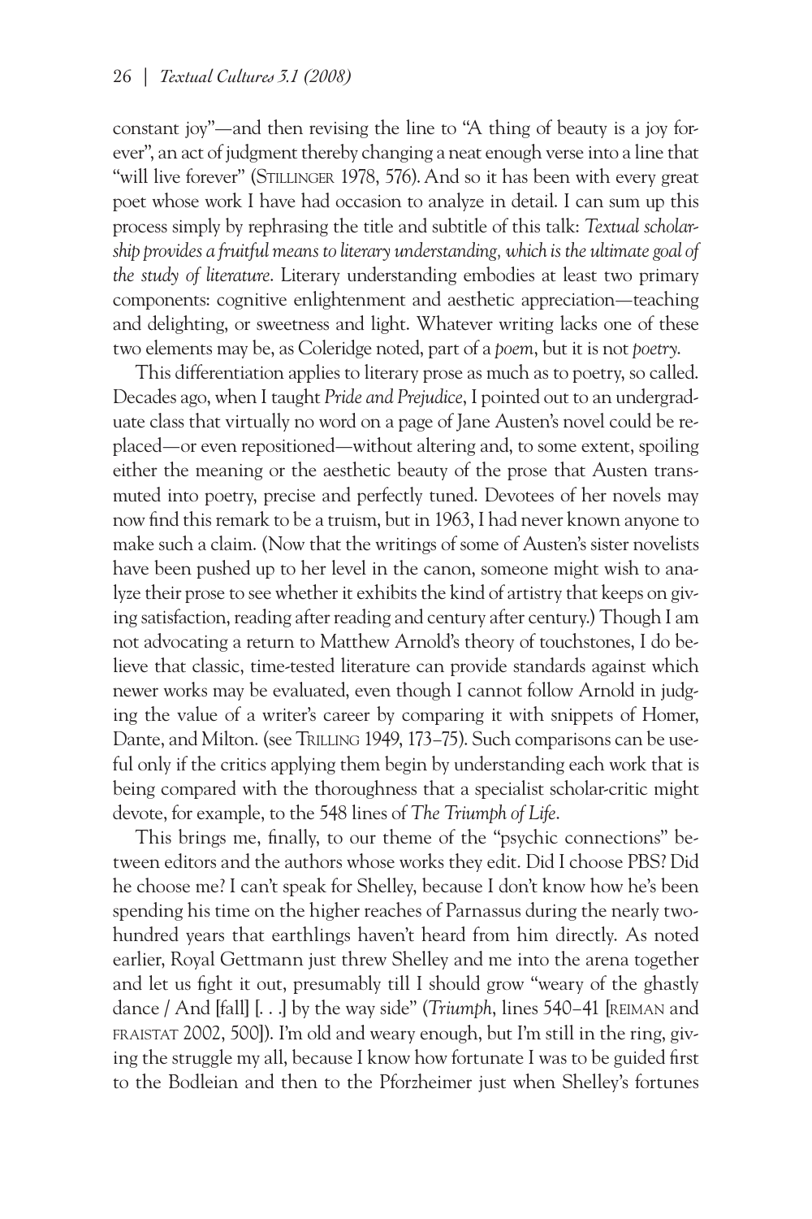constant joy"—and then revising the line to "A thing of beauty is a joy forever", an act of judgment thereby changing a neat enough verse into a line that "will live forever" (Stillinger 1978, 576). And so it has been with every great poet whose work I have had occasion to analyze in detail. I can sum up this process simply by rephrasing the title and subtitle of this talk: *Textual scholarship provides a fruitful means to literary understanding, which is the ultimate goal of the study of literature*. Literary understanding embodies at least two primary components: cognitive enlightenment and aesthetic appreciation—teaching and delighting, or sweetness and light. Whatever writing lacks one of these two elements may be, as Coleridge noted, part of a *poem*, but it is not *poetry*.

This differentiation applies to literary prose as much as to poetry, so called. Decades ago, when I taught *Pride and Prejudice*, I pointed out to an undergraduate class that virtually no word on a page of Jane Austen's novel could be replaced—or even repositioned—without altering and, to some extent, spoiling either the meaning or the aesthetic beauty of the prose that Austen transmuted into poetry, precise and perfectly tuned. Devotees of her novels may now find this remark to be a truism, but in 1963, I had never known anyone to make such a claim. (Now that the writings of some of Austen's sister novelists have been pushed up to her level in the canon, someone might wish to analyze their prose to see whether it exhibits the kind of artistry that keeps on giving satisfaction, reading after reading and century after century.) Though I am not advocating a return to Matthew Arnold's theory of touchstones, I do believe that classic, time-tested literature can provide standards against which newer works may be evaluated, even though I cannot follow Arnold in judging the value of a writer's career by comparing it with snippets of Homer, Dante, and Milton. (see Trilling 1949, 173–75). Such comparisons can be useful only if the critics applying them begin by understanding each work that is being compared with the thoroughness that a specialist scholar-critic might devote, for example, to the 548 lines of *The Triumph of Life*.

This brings me, finally, to our theme of the "psychic connections" between editors and the authors whose works they edit. Did I choose PBS? Did he choose me? I can't speak for Shelley, because I don't know how he's been spending his time on the higher reaches of Parnassus during the nearly two-hundred years that earthlings haven't heard from him directly. As noted earlier, Royal Gettmann just threw Shelley and me into the arena together and let us fight it out, presumably till I should grow "weary of the ghastly dance / And [fall] [. . .] by the way side" (*Triumph*, lines 540–41 [Reiman and Fraistat 2002, 500]). I'm old and weary enough, but I'm still in the ring, giving the struggle my all, because I know how fortunate I was to be guided first to the Bodleian and then to the Pforzheimer just when Shelley's fortunes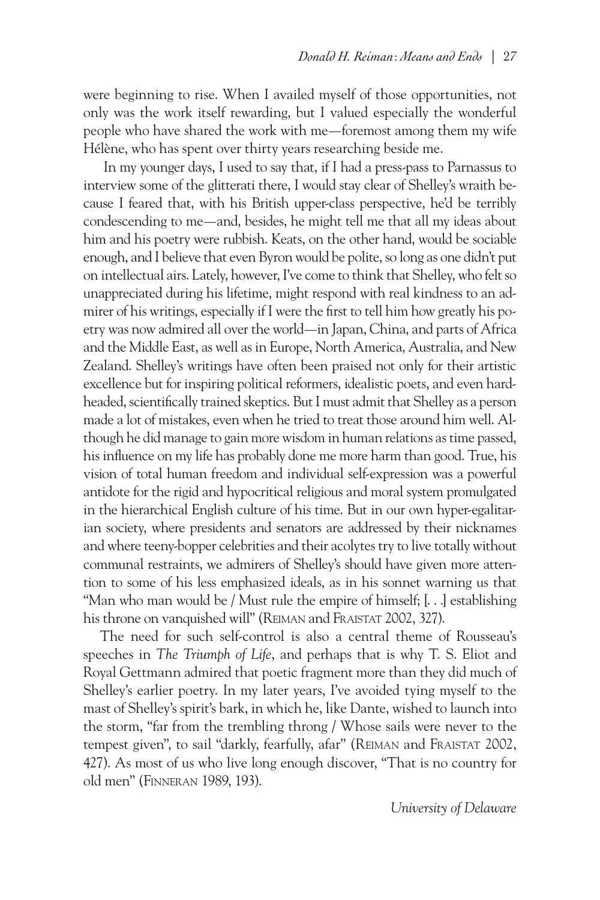were beginning to rise. When I availed myself of those opportunities, not only was the work itself rewarding, but I valued especially the wonderful people who have shared the work with me—foremost among them my wife Hélène, who has spent over thirty years researching beside me.

In my younger days, I used to say that, if I had a press-pass to Parnassus to interview some of the glitterati there, I would stay clear of Shelley's wraith because I feared that, with his British upper-class perspective, he'd be terribly condescending to me—and, besides, he might tell me that all my ideas about him and his poetry were rubbish. Keats, on the other hand, would be sociable enough, and I believe that even Byron would be polite, so long as one didn't put on intellectual airs. Lately, however, I've come to think that Shelley, who felt so unappreciated during his lifetime, might respond with real kindness to an admirer of his writings, especially if I were the first to tell him how greatly his poetry was now admired all over the world—in Japan, China, and parts of Africa and the Middle East, as well as in Europe, North America, Australia, and New Zealand. Shelley's writings have often been praised not only for their artistic excellence but for inspiring political reformers, idealistic poets, and even hard-headed, scientifically trained skeptics. But I must admit that Shelley as a person made a lot of mistakes, even when he tried to treat those around him well. Although he did manage to gain more wisdom in human relations as time passed, his influence on my life has probably done me more harm than good. True, his vision of total human freedom and individual self-expression was a powerful antidote for the rigid and hypocritical religious and moral system promulgated in the hierarchical English culture of his time. But in our own hyper-egalitarian society, where presidents and senators are addressed by their nicknames and where teeny-bopper celebrities and their acolytes try to live totally without communal restraints, we admirers of Shelley's should have given more attention to some of his less emphasized ideals, as in his sonnet warning us that "Man who man would be / Must rule the empire of himself; [. . .] establishing his throne on vanquished will" (Reiman and Fraistat 2002, 327).

The need for such self-control is also a central theme of Rousseau's speeches in *The Triumph of Life*, and perhaps that is why T. S. Eliot and Royal Gettmann admired that poetic fragment more than they did much of Shelley's earlier poetry. In my later years, I've avoided tying myself to the mast of Shelley's spirit's bark, in which he, like Dante, wished to launch into the storm, "far from the trembling throng / Whose sails were never to the tempest given", to sail "darkly, fearfully, afar" (Reiman and Fraistat 2002, 427). As most of us who live long enough discover, "That is no country for old men" (Finneran 1989, 193).

*University of Delaware*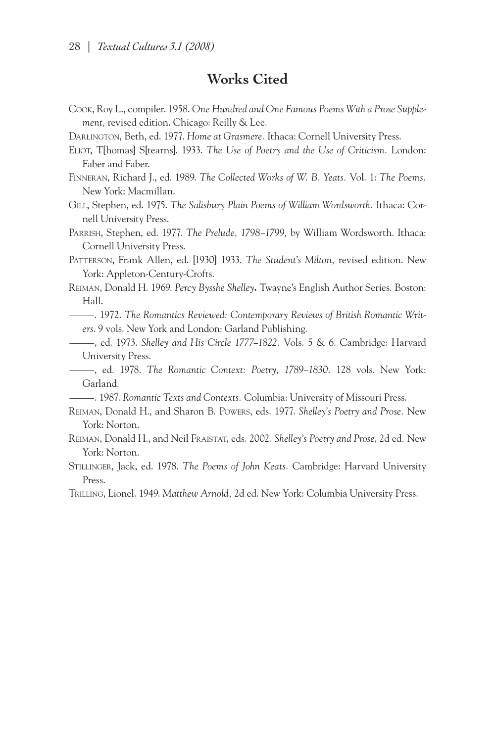## Works Cited

Cook, Roy L., compiler. 1958. *One Hundred and One Famous Poems With a Prose Supplement,* revised edition. Chicago: Reilly & Lee.

Darlington, Beth, ed. 1977. *Home at Grasmere.* Ithaca: Cornell University Press.

Eliot, T[homas] S[tearns]. 1933. *The Use of Poetry and the Use of Criticism.* London: Faber and Faber.

Finneran, Richard J., ed. 1989. *The Collected Works of W. B. Yeats.* Vol. 1: *The Poems.* New York: Macmillan.

Gill, Stephen, ed. 1975. *The Salisbury Plain Poems of William Wordsworth.* Ithaca: Cornell University Press.

Parrish, Stephen, ed. 1977. *The Prelude, 1798–1799,* by William Wordsworth. Ithaca: Cornell University Press.

Patterson, Frank Allen, ed. [1930] 1933. *The Student's Milton,* revised edition. New York: Appleton-Century-Crofts.

Reiman, Donald H. 1969. *Percy Bysshe Shelley***.** Twayne's English Author Series. Boston: Hall.

———. 1972. *The Romantics Reviewed: Contemporary Reviews of British Romantic Writers.* 9 vols. New York and London: Garland Publishing.

———, ed. 1973. *Shelley and His Circle 1777–1822.* Vols. 5 & 6. Cambridge: Harvard University Press.

———, ed. 1978. *The Romantic Context: Poetry, 1789–1830.* 128 vols. New York: Garland.

———. 1987. *Romantic Texts and Contexts.* Columbia: University of Missouri Press.

Reiman, Donald H., and Sharon B. Powers, eds. 1977. *Shelley's Poetry and Prose.* New York: Norton.

Reiman, Donald H., and Neil Fraistat, eds. 2002. *Shelley's Poetry and Prose*, 2d ed. New York: Norton.

Stillinger, Jack, ed. 1978. *The Poems of John Keats.* Cambridge: Harvard University Press.

Trilling, Lionel. 1949. *Matthew Arnold,* 2d ed. New York: Columbia University Press.